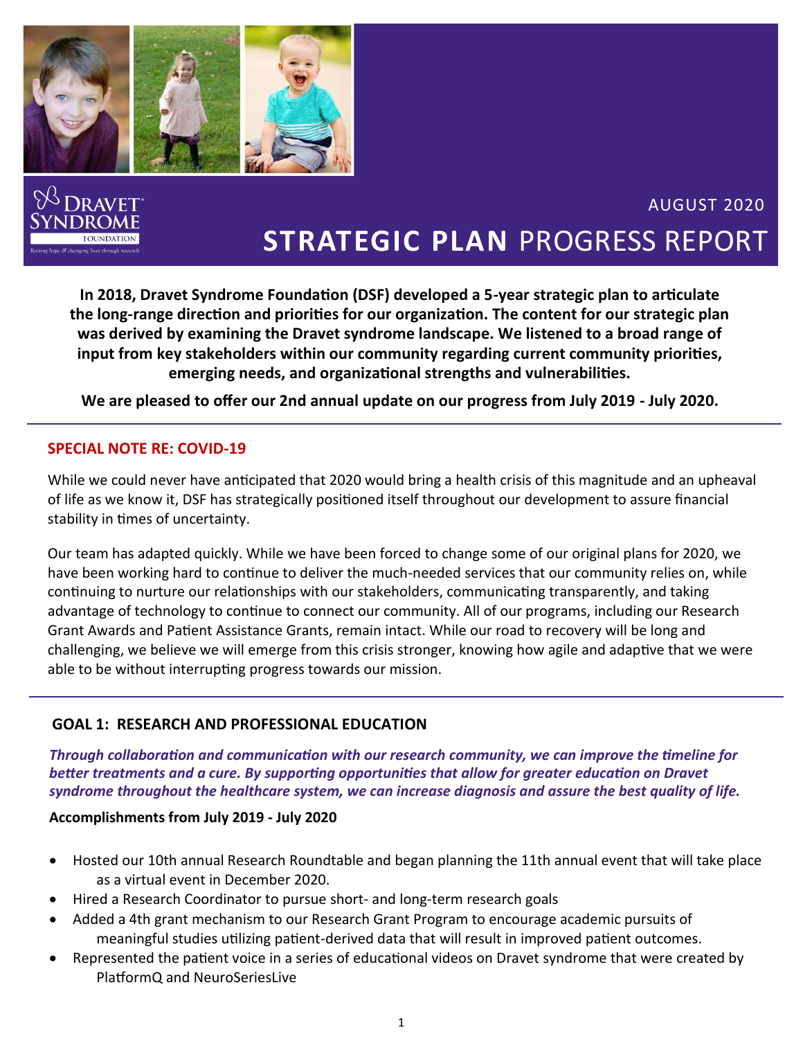AUGUST 2020

# STRATEGIC PLAN PROGRESS REPORT

**In 2018, Dravet Syndrome Foundation (DSF) developed a 5-year strategic plan to articulate the long-range direction and priorities for our organization. The content for our strategic plan was derived by examining the Dravet syndrome landscape. We listened to a broad range of input from key stakeholders within our community regarding current community priorities, emerging needs, and organizational strengths and vulnerabilities.**

**We are pleased to offer our 2nd annual update on our progress from July 2019 - July 2020.**

---

## SPECIAL NOTE RE: COVID-19

While we could never have anticipated that 2020 would bring a health crisis of this magnitude and an upheaval of life as we know it, DSF has strategically positioned itself throughout our development to assure financial stability in times of uncertainty.

Our team has adapted quickly. While we have been forced to change some of our original plans for 2020, we have been working hard to continue to deliver the much-needed services that our community relies on, while continuing to nurture our relationships with our stakeholders, communicating transparently, and taking advantage of technology to continue to connect our community. All of our programs, including our Research Grant Awards and Patient Assistance Grants, remain intact. While our road to recovery will be long and challenging, we believe we will emerge from this crisis stronger, knowing how agile and adaptive that we were able to be without interrupting progress towards our mission.

---

## GOAL 1: RESEARCH AND PROFESSIONAL EDUCATION

***Through collaboration and communication with our research community, we can improve the timeline for better treatments and a cure. By supporting opportunities that allow for greater education on Dravet syndrome throughout the healthcare system, we can increase diagnosis and assure the best quality of life.***

**Accomplishments from July 2019 - July 2020**

- Hosted our 10th annual Research Roundtable and began planning the 11th annual event that will take place as a virtual event in December 2020.
- Hired a Research Coordinator to pursue short- and long-term research goals
- Added a 4th grant mechanism to our Research Grant Program to encourage academic pursuits of meaningful studies utilizing patient-derived data that will result in improved patient outcomes.
- Represented the patient voice in a series of educational videos on Dravet syndrome that were created by PlatformQ and NeuroSeriesLive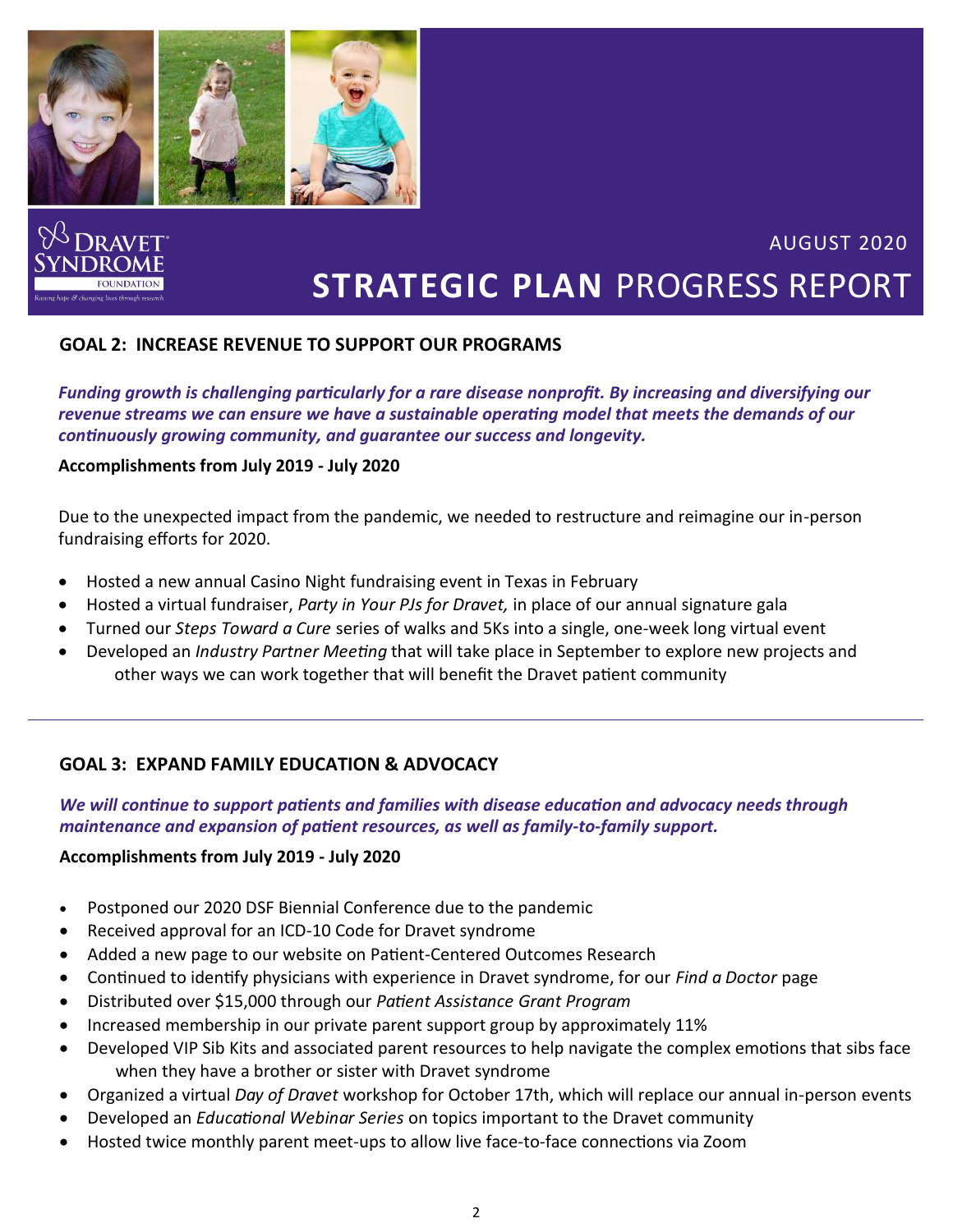AUGUST 2020

# STRATEGIC PLAN PROGRESS REPORT

## GOAL 2: INCREASE REVENUE TO SUPPORT OUR PROGRAMS

***Funding growth is challenging particularly for a rare disease nonprofit. By increasing and diversifying our revenue streams we can ensure we have a sustainable operating model that meets the demands of our continuously growing community, and guarantee our success and longevity.***

**Accomplishments from July 2019 - July 2020**

Due to the unexpected impact from the pandemic, we needed to restructure and reimagine our in-person fundraising efforts for 2020.

- Hosted a new annual Casino Night fundraising event in Texas in February
- Hosted a virtual fundraiser, *Party in Your PJs for Dravet,* in place of our annual signature gala
- Turned our *Steps Toward a Cure* series of walks and 5Ks into a single, one-week long virtual event
- Developed an *Industry Partner Meeting* that will take place in September to explore new projects and other ways we can work together that will benefit the Dravet patient community

---

## GOAL 3: EXPAND FAMILY EDUCATION & ADVOCACY

***We will continue to support patients and families with disease education and advocacy needs through maintenance and expansion of patient resources, as well as family-to-family support.***

**Accomplishments from July 2019 - July 2020**

- Postponed our 2020 DSF Biennial Conference due to the pandemic
- Received approval for an ICD-10 Code for Dravet syndrome
- Added a new page to our website on Patient-Centered Outcomes Research
- Continued to identify physicians with experience in Dravet syndrome, for our *Find a Doctor* page
- Distributed over $15,000 through our *Patient Assistance Grant Program*
- Increased membership in our private parent support group by approximately 11%
- Developed VIP Sib Kits and associated parent resources to help navigate the complex emotions that sibs face when they have a brother or sister with Dravet syndrome
- Organized a virtual *Day of Dravet* workshop for October 17th, which will replace our annual in-person events
- Developed an *Educational Webinar Series* on topics important to the Dravet community
- Hosted twice monthly parent meet-ups to allow live face-to-face connections via Zoom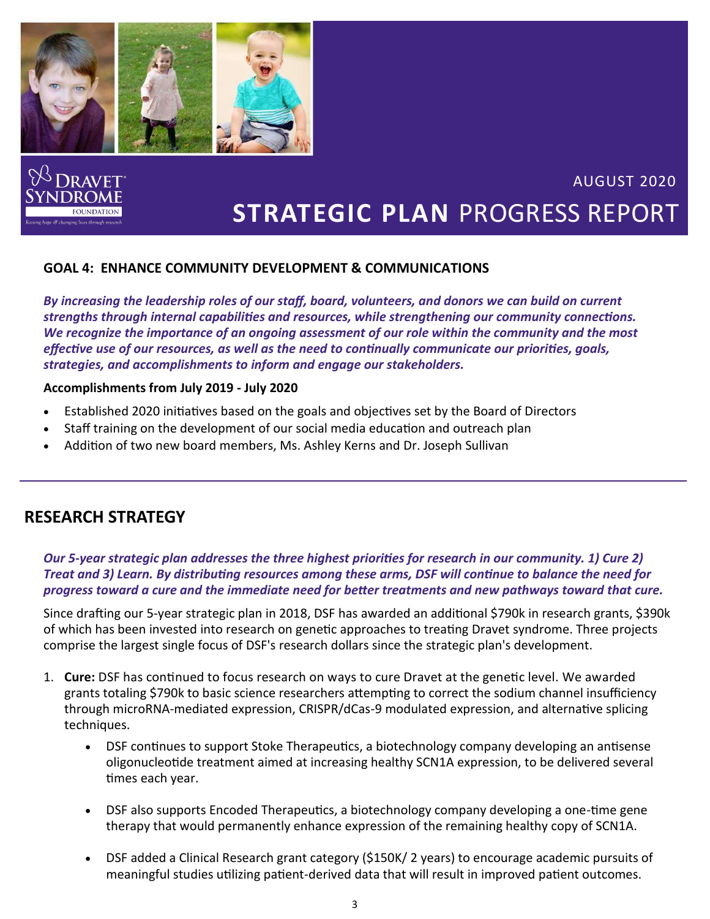AUGUST 2020

# STRATEGIC PLAN PROGRESS REPORT

## GOAL 4: ENHANCE COMMUNITY DEVELOPMENT & COMMUNICATIONS

***By increasing the leadership roles of our staff, board, volunteers, and donors we can build on current strengths through internal capabilities and resources, while strengthening our community connections. We recognize the importance of an ongoing assessment of our role within the community and the most effective use of our resources, as well as the need to continually communicate our priorities, goals, strategies, and accomplishments to inform and engage our stakeholders.***

**Accomplishments from July 2019 - July 2020**

- Established 2020 initiatives based on the goals and objectives set by the Board of Directors
- Staff training on the development of our social media education and outreach plan
- Addition of two new board members, Ms. Ashley Kerns and Dr. Joseph Sullivan

---

## RESEARCH STRATEGY

***Our 5-year strategic plan addresses the three highest priorities for research in our community. 1) Cure 2) Treat and 3) Learn. By distributing resources among these arms, DSF will continue to balance the need for progress toward a cure and the immediate need for better treatments and new pathways toward that cure.***

Since drafting our 5-year strategic plan in 2018, DSF has awarded an additional $790k in research grants, $390k of which has been invested into research on genetic approaches to treating Dravet syndrome. Three projects comprise the largest single focus of DSF's research dollars since the strategic plan's development.

1. **Cure:** DSF has continued to focus research on ways to cure Dravet at the genetic level. We awarded grants totaling $790k to basic science researchers attempting to correct the sodium channel insufficiency through microRNA-mediated expression, CRISPR/dCas-9 modulated expression, and alternative splicing techniques.
   - DSF continues to support Stoke Therapeutics, a biotechnology company developing an antisense oligonucleotide treatment aimed at increasing healthy SCN1A expression, to be delivered several times each year.
   - DSF also supports Encoded Therapeutics, a biotechnology company developing a one-time gene therapy that would permanently enhance expression of the remaining healthy copy of SCN1A.
   - DSF added a Clinical Research grant category ($150K/ 2 years) to encourage academic pursuits of meaningful studies utilizing patient-derived data that will result in improved patient outcomes.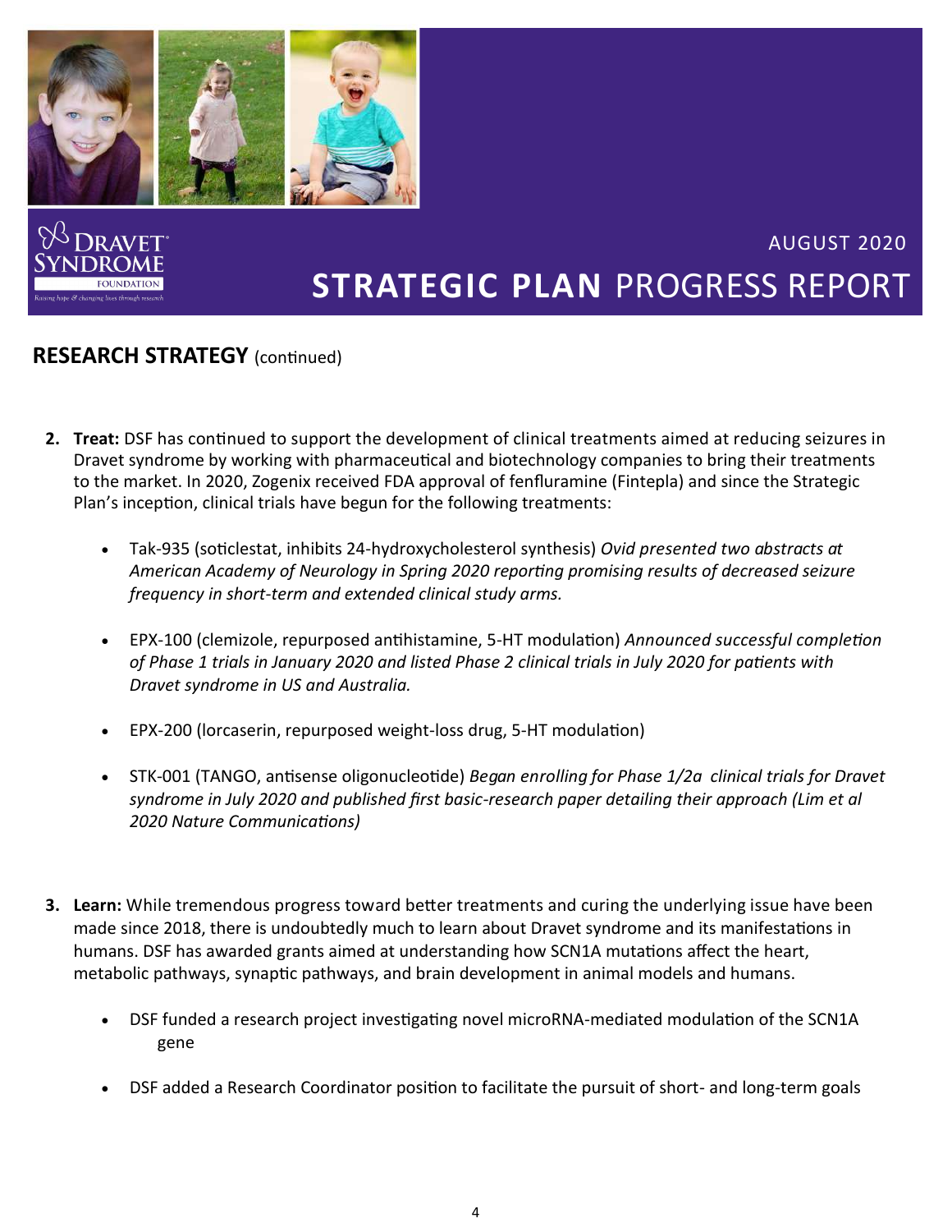AUGUST 2020

# STRATEGIC PLAN PROGRESS REPORT

## RESEARCH STRATEGY (continued)

2. **Treat:** DSF has continued to support the development of clinical treatments aimed at reducing seizures in Dravet syndrome by working with pharmaceutical and biotechnology companies to bring their treatments to the market. In 2020, Zogenix received FDA approval of fenfluramine (Fintepla) and since the Strategic Plan's inception, clinical trials have begun for the following treatments:

    - Tak-935 (soticlestat, inhibits 24-hydroxycholesterol synthesis) *Ovid presented two abstracts at American Academy of Neurology in Spring 2020 reporting promising results of decreased seizure frequency in short-term and extended clinical study arms.*

    - EPX-100 (clemizole, repurposed antihistamine, 5-HT modulation) *Announced successful completion of Phase 1 trials in January 2020 and listed Phase 2 clinical trials in July 2020 for patients with Dravet syndrome in US and Australia.*

    - EPX-200 (lorcaserin, repurposed weight-loss drug, 5-HT modulation)

    - STK-001 (TANGO, antisense oligonucleotide) *Began enrolling for Phase 1/2a clinical trials for Dravet syndrome in July 2020 and published first basic-research paper detailing their approach (Lim et al 2020 Nature Communications)*

3. **Learn:** While tremendous progress toward better treatments and curing the underlying issue have been made since 2018, there is undoubtedly much to learn about Dravet syndrome and its manifestations in humans. DSF has awarded grants aimed at understanding how SCN1A mutations affect the heart, metabolic pathways, synaptic pathways, and brain development in animal models and humans.

    - DSF funded a research project investigating novel microRNA-mediated modulation of the SCN1A gene

    - DSF added a Research Coordinator position to facilitate the pursuit of short- and long-term goals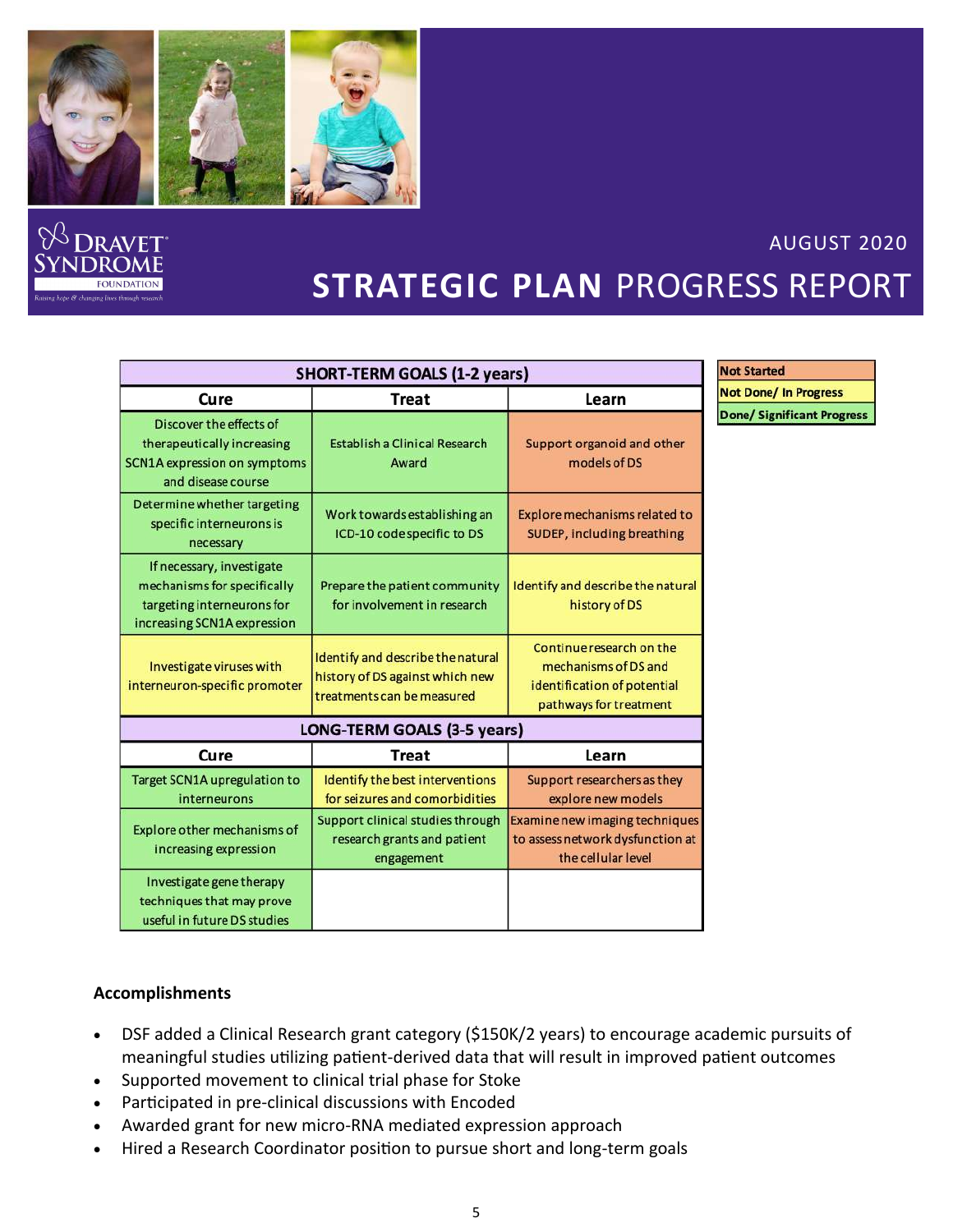DRAVET SYNDROME FOUNDATION

Raising hope & changing lives through research

AUGUST 2020

# STRATEGIC PLAN PROGRESS REPORT

| Not Started |
|---|
| Not Done/ In Progress |
| Done/ Significant Progress |

| SHORT-TERM GOALS (1-2 years) | | |
|---|---|---|
| **Cure** | **Treat** | **Learn** |
| Discover the effects of therapeutically increasing SCN1A expression on symptoms and disease course | Establish a Clinical Research Award | Support organoid and other models of DS |
| Determine whether targeting specific interneurons is necessary | Work towards establishing an ICD-10 code specific to DS | Explore mechanisms related to SUDEP, including breathing |
| If necessary, investigate mechanisms for specifically targeting interneurons for increasing SCN1A expression | Prepare the patient community for involvement in research | Identify and describe the natural history of DS |
| Investigate viruses with interneuron-specific promoter | Identify and describe the natural history of DS against which new treatments can be measured | Continue research on the mechanisms of DS and identification of potential pathways for treatment |
| **LONG-TERM GOALS (3-5 years)** | | |
| **Cure** | **Treat** | **Learn** |
| Target SCN1A upregulation to interneurons | Identify the best interventions for seizures and comorbidities | Support researchers as they explore new models |
| Explore other mechanisms of increasing expression | Support clinical studies through research grants and patient engagement | Examine new imaging techniques to assess network dysfunction at the cellular level |
| Investigate gene therapy techniques that may prove useful in future DS studies | | |

### Accomplishments

- DSF added a Clinical Research grant category ($150K/2 years) to encourage academic pursuits of meaningful studies utilizing patient-derived data that will result in improved patient outcomes
- Supported movement to clinical trial phase for Stoke
- Participated in pre-clinical discussions with Encoded
- Awarded grant for new micro-RNA mediated expression approach
- Hired a Research Coordinator position to pursue short and long-term goals